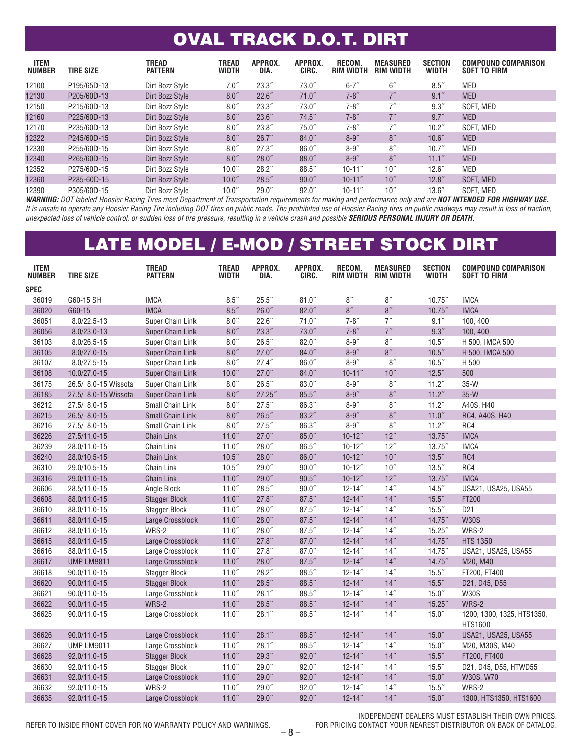# OVAL TRACK D.O.T. DIRT

| ITEM NUMBER | TIRE SIZE | TREAD PATTERN | TREAD WIDTH | APPROX. DIA. | APPROX. CIRC. | RECOM. RIM WIDTH | MEASURED RIM WIDTH | SECTION WIDTH | COMPOUND COMPARISON SOFT TO FIRM |
|---|---|---|---|---|---|---|---|---|---|
| 12100 | P195/65D-13 | Dirt Bozz Style | 7.0″ | 23.3″ | 73.0″ | 6-7″ | 6″ | 8.5″ | MED |
| 12130 | P205/60D-13 | Dirt Bozz Style | 8.0″ | 22.6″ | 71.0″ | 7-8″ | 7″ | 9.1″ | MED |
| 12150 | P215/60D-13 | Dirt Bozz Style | 8.0″ | 23.3″ | 73.0″ | 7-8″ | 7″ | 9.3″ | SOFT, MED |
| 12160 | P225/60D-13 | Dirt Bozz Style | 8.0″ | 23.6″ | 74.5″ | 7-8″ | 7″ | 9.7″ | MED |
| 12170 | P235/60D-13 | Dirt Bozz Style | 8.0″ | 23.8″ | 75.0″ | 7-8″ | 7″ | 10.2″ | SOFT, MED |
| 12322 | P245/60D-15 | Dirt Bozz Style | 8.0″ | 26.7″ | 84.0″ | 8-9″ | 8″ | 10.6″ | MED |
| 12330 | P255/60D-15 | Dirt Bozz Style | 8.0″ | 27.3″ | 86.0″ | 8-9″ | 8″ | 10.7″ | MED |
| 12340 | P265/60D-15 | Dirt Bozz Style | 8.0″ | 28.0″ | 88.0″ | 8-9″ | 8″ | 11.1″ | MED |
| 12352 | P275/60D-15 | Dirt Bozz Style | 10.0″ | 28.2″ | 88.5″ | 10-11″ | 10″ | 12.6″ | MED |
| 12360 | P285-60D-15 | Dirt Bozz Style | 10.0″ | 28.5″ | 90.0″ | 10-11″ | 10″ | 12.8″ | SOFT, MED |
| 12390 | P305/60D-15 | Dirt Bozz Style | 10.0″ | 29.0″ | 92.0″ | 10-11″ | 10″ | 13.6″ | SOFT, MED |

***WARNING:*** *DOT labeled Hoosier Racing Tires meet Department of Transportation requirements for making and performance only and are* ***NOT INTENDED FOR HIGHWAY USE.*** *It is unsafe to operate any Hoosier Racing Tire including DOT tires on public roads. The prohibited use of Hoosier Racing tires on public roadways may result in loss of traction, unexpected loss of vehicle control, or sudden loss of tire pressure, resulting in a vehicle crash and possible* ***SERIOUS PERSONAL INJURY OR DEATH.***

# LATE MODEL / E-MOD / STREET STOCK DIRT

| ITEM NUMBER | TIRE SIZE | TREAD PATTERN | TREAD WIDTH | APPROX. DIA. | APPROX. CIRC. | RECOM. RIM WIDTH | MEASURED RIM WIDTH | SECTION WIDTH | COMPOUND COMPARISON SOFT TO FIRM |
|---|---|---|---|---|---|---|---|---|---|
| **SPEC** | | | | | | | | | |
| 36019 | G60-15 SH | IMCA | 8.5″ | 25.5″ | 81.0″ | 8″ | 8″ | 10.75″ | IMCA |
| 36020 | G60-15 | IMCA | 8.5″ | 26.0″ | 82.0″ | 8″ | 8″ | 10.75″ | IMCA |
| 36051 | 8.0/22.5-13 | Super Chain Link | 8.0″ | 22.6″ | 71.0″ | 7-8″ | 7″ | 9.1″ | 100, 400 |
| 36056 | 8.0/23.0-13 | Super Chain Link | 8.0″ | 23.3″ | 73.0″ | 7-8″ | 7″ | 9.3″ | 100, 400 |
| 36103 | 8.0/26.5-15 | Super Chain Link | 8.0″ | 26.5″ | 82.0″ | 8-9″ | 8″ | 10.5″ | H 500, IMCA 500 |
| 36105 | 8.0/27.0-15 | Super Chain Link | 8.0″ | 27.0″ | 84.0″ | 8-9″ | 8″ | 10.5″ | H 500, IMCA 500 |
| 36107 | 8.0/27.5-15 | Super Chain Link | 8.0″ | 27.4″ | 86.0″ | 8-9″ | 8″ | 10.5″ | H 500 |
| 36108 | 10.0/27.0-15 | Super Chain Link | 10.0″ | 27.0″ | 84.0″ | 10-11″ | 10″ | 12.5″ | 500 |
| 36175 | 26.5/ 8.0-15 Wissota | Super Chain Link | 8.0″ | 26.5″ | 83.0″ | 8-9″ | 8″ | 11.2″ | 35-W |
| 36185 | 27.5/ 8.0-15 Wissota | Super Chain Link | 8.0″ | 27.25″ | 85.5″ | 8-9″ | 8″ | 11.2″ | 35-W |
| 36212 | 27.5/ 8.0-15 | Small Chain Link | 8.0″ | 27.5″ | 86.3″ | 8-9″ | 8″ | 11.2″ | A40S, H40 |
| 36215 | 26.5/ 8.0-15 | Small Chain Link | 8.0″ | 26.5″ | 83.2″ | 8-9″ | 8″ | 11.0″ | RC4, A40S, H40 |
| 36216 | 27.5/ 8.0-15 | Small Chain Link | 8.0″ | 27.5″ | 86.3″ | 8-9″ | 8″ | 11.2″ | RC4 |
| 36226 | 27.5/11.0-15 | Chain Link | 11.0″ | 27.0″ | 85.0″ | 10-12″ | 12″ | 13.75″ | IMCA |
| 36239 | 28.0/11.0-15 | Chain Link | 11.0″ | 28.0″ | 86.5″ | 10-12″ | 12″ | 13.75″ | IMCA |
| 36240 | 28.0/10.5-15 | Chain Link | 10.5″ | 28.0″ | 86.0″ | 10-12″ | 10″ | 13.5″ | RC4 |
| 36310 | 29.0/10.5-15 | Chain Link | 10.5″ | 29.0″ | 90.0″ | 10-12″ | 10″ | 13.5″ | RC4 |
| 36316 | 29.0/11.0-15 | Chain Link | 11.0″ | 29.0″ | 90.5″ | 10-12″ | 12″ | 13.75″ | IMCA |
| 36606 | 28.5/11.0-15 | Angle Block | 11.0″ | 28.5″ | 90.0″ | 12-14″ | 14″ | 14.5″ | USA21, USA25, USA55 |
| 36608 | 88.0/11.0-15 | Stagger Block | 11.0″ | 27.8″ | 87.5″ | 12-14″ | 14″ | 15.5″ | FT200 |
| 36610 | 88.0/11.0-15 | Stagger Block | 11.0″ | 28.0″ | 87.5″ | 12-14″ | 14″ | 15.5″ | D21 |
| 36611 | 88.0/11.0-15 | Large Crossblock | 11.0″ | 28.0″ | 87.5″ | 12-14″ | 14″ | 14.75″ | W30S |
| 36612 | 88.0/11.0-15 | WRS-2 | 11.0″ | 28.0″ | 87.5″ | 12-14″ | 14″ | 15.25″ | WRS-2 |
| 36615 | 88.0/11.0-15 | Large Crossblock | 11.0″ | 27.8″ | 87.0″ | 12-14″ | 14″ | 14.75″ | HTS 1350 |
| 36616 | 88.0/11.0-15 | Large Crossblock | 11.0″ | 27.8″ | 87.0″ | 12-14″ | 14″ | 14.75″ | USA21, USA25, USA55 |
| 36617 | UMP LM8811 | Large Crossblock | 11.0″ | 28.0″ | 87.5″ | 12-14″ | 14″ | 14.75″ | M20, M40 |
| 36618 | 90.0/11.0-15 | Stagger Block | 11.0″ | 28.2″ | 88.5″ | 12-14″ | 14″ | 15.5″ | FT200, FT400 |
| 36620 | 90.0/11.0-15 | Stagger Block | 11.0″ | 28.5″ | 88.5″ | 12-14″ | 14″ | 15.5″ | D21, D45, D55 |
| 36621 | 90.0/11.0-15 | Large Crossblock | 11.0″ | 28.1″ | 88.5″ | 12-14″ | 14″ | 15.0″ | W30S |
| 36622 | 90.0/11.0-15 | WRS-2 | 11.0″ | 28.5″ | 88.5″ | 12-14″ | 14″ | 15.25″ | WRS-2 |
| 36625 | 90.0/11.0-15 | Large Crossblock | 11.0″ | 28.1″ | 88.5″ | 12-14″ | 14″ | 15.0″ | 1200, 1300, 1325, HTS1350, HTS1600 |
| 36626 | 90.0/11.0-15 | Large Crossblock | 11.0″ | 28.1″ | 88.5″ | 12-14″ | 14″ | 15.0″ | USA21, USA25, USA55 |
| 36627 | UMP LM9011 | Large Crossblock | 11.0″ | 28.1″ | 88.5″ | 12-14″ | 14″ | 15.0″ | M20, M30S, M40 |
| 36628 | 92.0/11.0-15 | Stagger Block | 11.0″ | 29.3″ | 92.0″ | 12-14″ | 14″ | 15.5″ | FT200, FT400 |
| 36630 | 92.0/11.0-15 | Stagger Block | 11.0″ | 29.0″ | 92.0″ | 12-14″ | 14″ | 15.5″ | D21, D45, D55, HTWD55 |
| 36631 | 92.0/11.0-15 | Large Crossblock | 11.0″ | 29.0″ | 92.0″ | 12-14″ | 14″ | 15.0″ | W30S, W70 |
| 36632 | 92.0/11.0-15 | WRS-2 | 11.0″ | 29.0″ | 92.0″ | 12-14″ | 14″ | 15.5″ | WRS-2 |
| 36635 | 92.0/11.0-15 | Large Crossblock | 11.0″ | 29.0″ | 92.0″ | 12-14″ | 14″ | 15.0″ | 1300, HTS1350, HTS1600 |

REFER TO INSIDE FRONT COVER FOR NO WARRANTY POLICY AND WARNINGS.

INDEPENDENT DEALERS MUST ESTABLISH THEIR OWN PRICES.
FOR PRICING CONTACT YOUR NEAREST DISTRIBUTOR ON BACK OF CATALOG.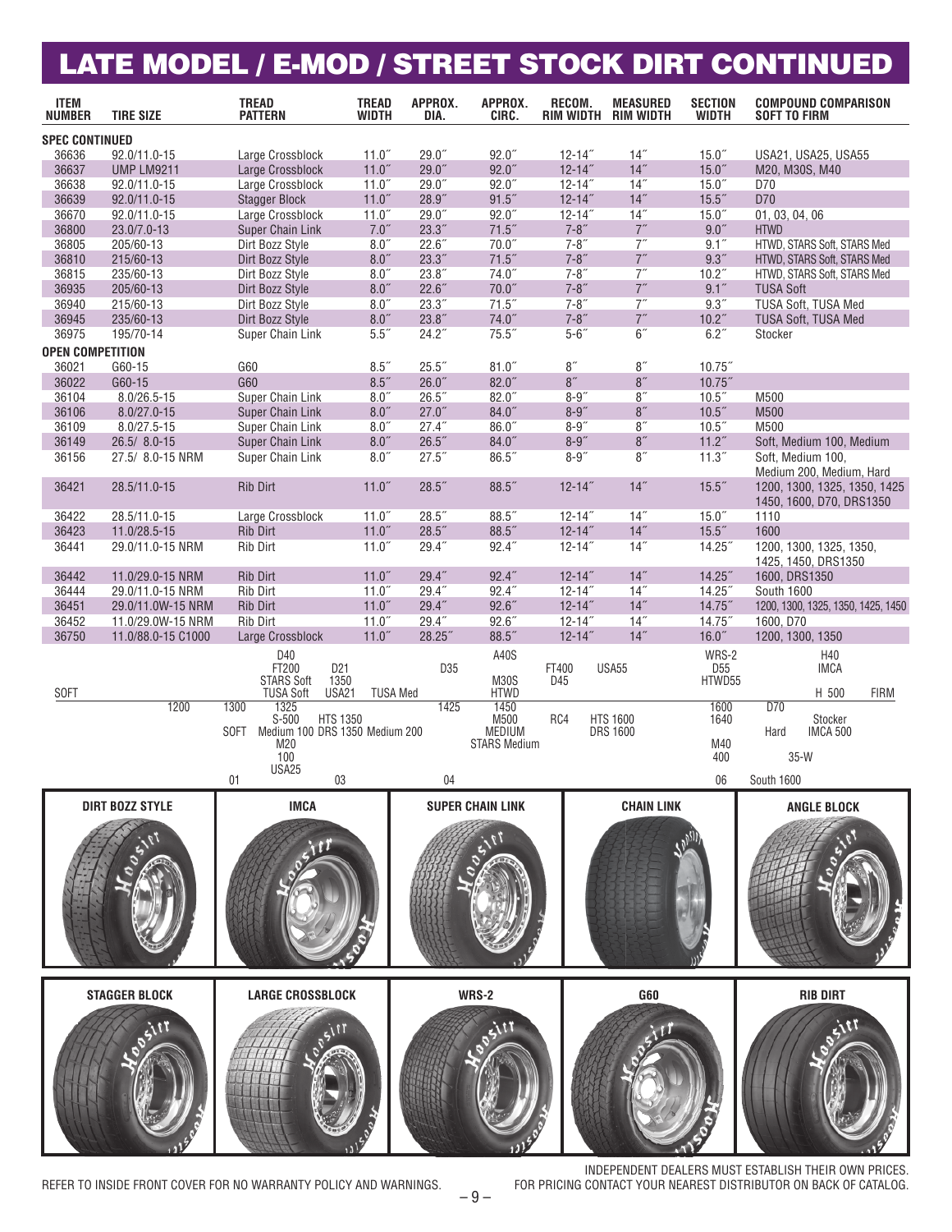# LATE MODEL / E-MOD / STREET STOCK DIRT CONTINUED

| ITEM NUMBER | TIRE SIZE | TREAD PATTERN | TREAD WIDTH | APPROX. DIA. | APPROX. CIRC. | RECOM. RIM WIDTH | MEASURED RIM WIDTH | SECTION WIDTH | COMPOUND COMPARISON SOFT TO FIRM |
|---|---|---|---|---|---|---|---|---|---|
| **SPEC CONTINUED** | | | | | | | | | |
| 36636 | 92.0/11.0-15 | Large Crossblock | 11.0″ | 29.0″ | 92.0″ | 12-14″ | 14″ | 15.0″ | USA21, USA25, USA55 |
| 36637 | UMP LM9211 | Large Crossblock | 11.0″ | 29.0″ | 92.0″ | 12-14″ | 14″ | 15.0″ | M20, M30S, M40 |
| 36638 | 92.0/11.0-15 | Large Crossblock | 11.0″ | 29.0″ | 92.0″ | 12-14″ | 14″ | 15.0″ | D70 |
| 36639 | 92.0/11.0-15 | Stagger Block | 11.0″ | 28.9″ | 91.5″ | 12-14″ | 14″ | 15.5″ | D70 |
| 36670 | 92.0/11.0-15 | Large Crossblock | 11.0″ | 29.0″ | 92.0″ | 12-14″ | 14″ | 15.0″ | 01, 03, 04, 06 |
| 36800 | 23.0/7.0-13 | Super Chain Link | 7.0″ | 23.3″ | 71.5″ | 7-8″ | 7″ | 9.0″ | HTWD |
| 36805 | 205/60-13 | Dirt Bozz Style | 8.0″ | 22.6″ | 70.0″ | 7-8″ | 7″ | 9.1″ | HTWD, STARS Soft, STARS Med |
| 36810 | 215/60-13 | Dirt Bozz Style | 8.0″ | 23.3″ | 71.5″ | 7-8″ | 7″ | 9.3″ | HTWD, STARS Soft, STARS Med |
| 36815 | 235/60-13 | Dirt Bozz Style | 8.0″ | 23.8″ | 74.0″ | 7-8″ | 7″ | 10.2″ | HTWD, STARS Soft, STARS Med |
| 36935 | 205/60-13 | Dirt Bozz Style | 8.0″ | 22.6″ | 70.0″ | 7-8″ | 7″ | 9.1″ | TUSA Soft |
| 36940 | 215/60-13 | Dirt Bozz Style | 8.0″ | 23.3″ | 71.5″ | 7-8″ | 7″ | 9.3″ | TUSA Soft, TUSA Med |
| 36945 | 235/60-13 | Dirt Bozz Style | 8.0″ | 23.8″ | 74.0″ | 7-8″ | 7″ | 10.2″ | TUSA Soft, TUSA Med |
| 36975 | 195/70-14 | Super Chain Link | 5.5″ | 24.2″ | 75.5″ | 5-6″ | 6″ | 6.2″ | Stocker |
| **OPEN COMPETITION** | | | | | | | | | |
| 36021 | G60-15 | G60 | 8.5″ | 25.5″ | 81.0″ | 8″ | 8″ | 10.75″ | |
| 36022 | G60-15 | G60 | 8.5″ | 26.0″ | 82.0″ | 8″ | 8″ | 10.75″ | |
| 36104 | 8.0/26.5-15 | Super Chain Link | 8.0″ | 26.5″ | 82.0″ | 8-9″ | 8″ | 10.5″ | M500 |
| 36106 | 8.0/27.0-15 | Super Chain Link | 8.0″ | 27.0″ | 84.0″ | 8-9″ | 8″ | 10.5″ | M500 |
| 36109 | 8.0/27.5-15 | Super Chain Link | 8.0″ | 27.4″ | 86.0″ | 8-9″ | 8″ | 10.5″ | M500 |
| 36149 | 26.5/ 8.0-15 | Super Chain Link | 8.0″ | 26.5″ | 84.0″ | 8-9″ | 8″ | 11.2″ | Soft, Medium 100, Medium |
| 36156 | 27.5/ 8.0-15 NRM | Super Chain Link | 8.0″ | 27.5″ | 86.5″ | 8-9″ | 8″ | 11.3″ | Soft, Medium 100, Medium 200, Medium, Hard |
| 36421 | 28.5/11.0-15 | Rib Dirt | 11.0″ | 28.5″ | 88.5″ | 12-14″ | 14″ | 15.5″ | 1200, 1300, 1325, 1350, 1425 1450, 1600, D70, DRS1350 |
| 36422 | 28.5/11.0-15 | Large Crossblock | 11.0″ | 28.5″ | 88.5″ | 12-14″ | 14″ | 15.0″ | 1110 |
| 36423 | 11.0/28.5-15 | Rib Dirt | 11.0″ | 28.5″ | 88.5″ | 12-14″ | 14″ | 15.5″ | 1600 |
| 36441 | 29.0/11.0-15 NRM | Rib Dirt | 11.0″ | 29.4″ | 92.4″ | 12-14″ | 14″ | 14.25″ | 1200, 1300, 1325, 1350, 1425, 1450, DRS1350 |
| 36442 | 11.0/29.0-15 NRM | Rib Dirt | 11.0″ | 29.4″ | 92.4″ | 12-14″ | 14″ | 14.25″ | 1600, DRS1350 |
| 36444 | 29.0/11.0-15 NRM | Rib Dirt | 11.0″ | 29.4″ | 92.4″ | 12-14″ | 14″ | 14.25″ | South 1600 |
| 36451 | 29.0/11.0W-15 NRM | Rib Dirt | 11.0″ | 29.4″ | 92.6″ | 12-14″ | 14″ | 14.75″ | 1200, 1300, 1325, 1350, 1425, 1450 |
| 36452 | 11.0/29.0W-15 NRM | Rib Dirt | 11.0″ | 29.4″ | 92.6″ | 12-14″ | 14″ | 14.75″ | 1600, D70 |
| 36750 | 11.0/88.0-15 C1000 | Large Crossblock | 11.0″ | 28.25″ | 88.5″ | 12-14″ | 14″ | 16.0″ | 1200, 1300, 1350 |

**Compound Comparison (SOFT → FIRM):**

SOFT — D40, FT200, D21, STARS Soft, 1350, TUSA Soft, USA21, TUSA Med — D35 — A40S, M30S, HTWD — FT400, D45 — USA55 — WRS-2, D55, HTWD55 — H40, IMCA, H 500 — FIRM

1200 — 1300 — 1325, S-500, HTS 1350, SOFT, Medium 100, DRS 1350, Medium 200, M20, 100, USA25 — 1425 — 1450, M500, MEDIUM, STARS Medium — RC4 — HTS 1600, DRS 1600 — 1600, 1640, M40, 400 — D70, Stocker, Hard, IMCA 500, 35-W

01 — 03 — 04 — 06 — South 1600

DIRT BOZZ STYLE | IMCA | SUPER CHAIN LINK | CHAIN LINK | ANGLE BLOCK

STAGGER BLOCK | LARGE CROSSBLOCK | WRS-2 | G60 | RIB DIRT

REFER TO INSIDE FRONT COVER FOR NO WARRANTY POLICY AND WARNINGS.

INDEPENDENT DEALERS MUST ESTABLISH THEIR OWN PRICES. FOR PRICING CONTACT YOUR NEAREST DISTRIBUTOR ON BACK OF CATALOG.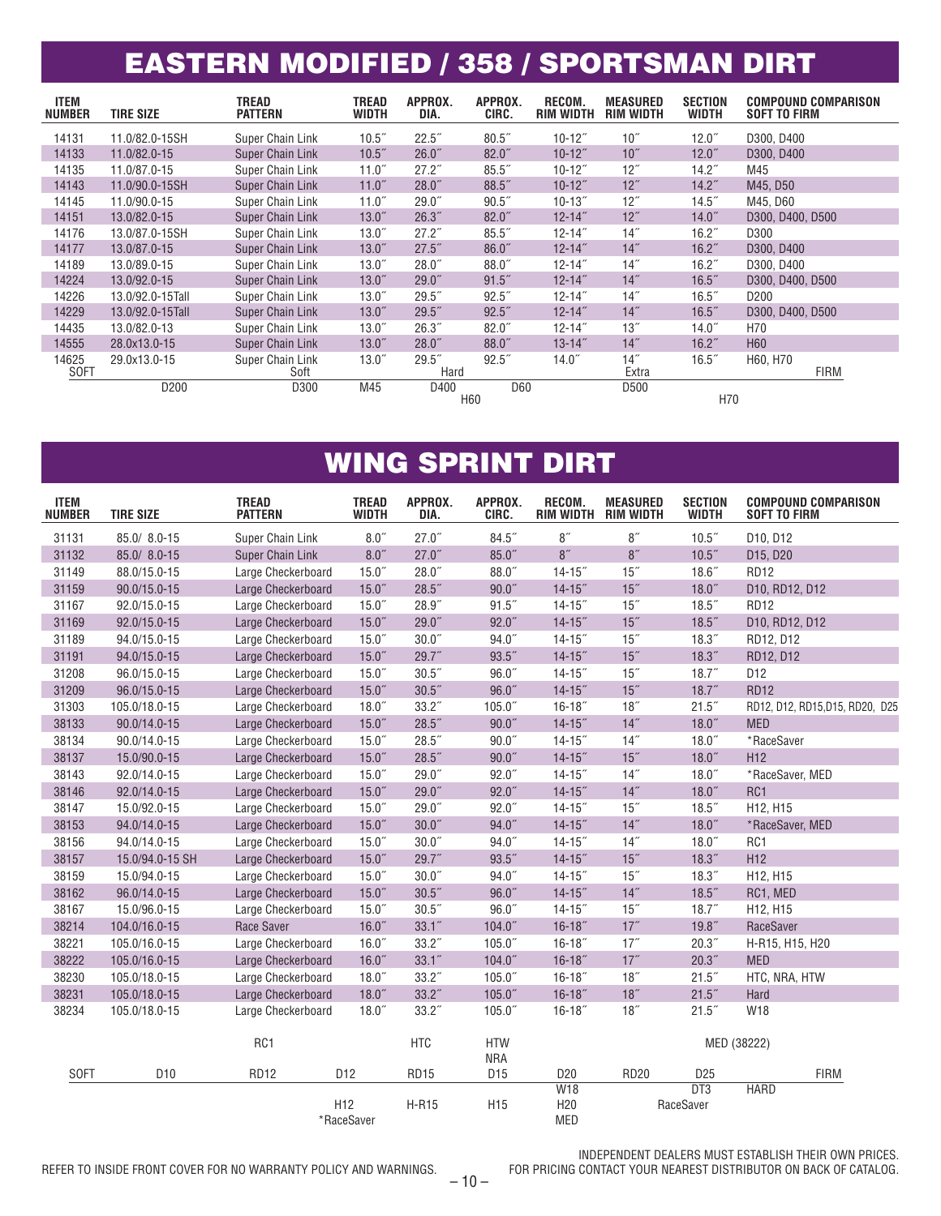# EASTERN MODIFIED / 358 / SPORTSMAN DIRT

| ITEM NUMBER | TIRE SIZE | TREAD PATTERN | TREAD WIDTH | APPROX. DIA. | APPROX. CIRC. | RECOM. RIM WIDTH | MEASURED RIM WIDTH | SECTION WIDTH | COMPOUND COMPARISON SOFT TO FIRM |
|---|---|---|---|---|---|---|---|---|---|
| 14131 | 11.0/82.0-15SH | Super Chain Link | 10.5˝ | 22.5˝ | 80.5˝ | 10-12˝ | 10˝ | 12.0˝ | D300, D400 |
| 14133 | 11.0/82.0-15 | Super Chain Link | 10.5˝ | 26.0˝ | 82.0˝ | 10-12˝ | 10˝ | 12.0˝ | D300, D400 |
| 14135 | 11.0/87.0-15 | Super Chain Link | 11.0˝ | 27.2˝ | 85.5˝ | 10-12˝ | 12˝ | 14.2˝ | M45 |
| 14143 | 11.0/90.0-15SH | Super Chain Link | 11.0˝ | 28.0˝ | 88.5˝ | 10-12˝ | 12˝ | 14.2˝ | M45, D50 |
| 14145 | 11.0/90.0-15 | Super Chain Link | 11.0˝ | 29.0˝ | 90.5˝ | 10-13˝ | 12˝ | 14.5˝ | M45, D60 |
| 14151 | 13.0/82.0-15 | Super Chain Link | 13.0˝ | 26.3˝ | 82.0˝ | 12-14˝ | 12˝ | 14.0˝ | D300, D400, D500 |
| 14176 | 13.0/87.0-15SH | Super Chain Link | 13.0˝ | 27.2˝ | 85.5˝ | 12-14˝ | 14˝ | 16.2˝ | D300 |
| 14177 | 13.0/87.0-15 | Super Chain Link | 13.0˝ | 27.5˝ | 86.0˝ | 12-14˝ | 14˝ | 16.2˝ | D300, D400 |
| 14189 | 13.0/89.0-15 | Super Chain Link | 13.0˝ | 28.0˝ | 88.0˝ | 12-14˝ | 14˝ | 16.2˝ | D300, D400 |
| 14224 | 13.0/92.0-15 | Super Chain Link | 13.0˝ | 29.0˝ | 91.5˝ | 12-14˝ | 14˝ | 16.5˝ | D300, D400, D500 |
| 14226 | 13.0/92.0-15Tall | Super Chain Link | 13.0˝ | 29.5˝ | 92.5˝ | 12-14˝ | 14˝ | 16.5˝ | D200 |
| 14229 | 13.0/92.0-15Tall | Super Chain Link | 13.0˝ | 29.5˝ | 92.5˝ | 12-14˝ | 14˝ | 16.5˝ | D300, D400, D500 |
| 14435 | 13.0/82.0-13 | Super Chain Link | 13.0˝ | 26.3˝ | 82.0˝ | 12-14˝ | 13˝ | 14.0˝ | H70 |
| 14555 | 28.0x13.0-15 | Super Chain Link | 13.0˝ | 28.0˝ | 88.0˝ | 13-14˝ | 14˝ | 16.2˝ | H60 |
| 14625 | 29.0x13.0-15 | Super Chain Link | 13.0˝ | 29.5˝ | 92.5˝ | 14.0˝ | 14˝ | 16.5˝ | H60, H70 |

Compound scale: SOFT – D200 – D300 – Soft – M45 – D400 – Hard – H60 – D60 – D500 – Extra – H70 – FIRM

# WING SPRINT DIRT

| ITEM NUMBER | TIRE SIZE | TREAD PATTERN | TREAD WIDTH | APPROX. DIA. | APPROX. CIRC. | RECOM. RIM WIDTH | MEASURED RIM WIDTH | SECTION WIDTH | COMPOUND COMPARISON SOFT TO FIRM |
|---|---|---|---|---|---|---|---|---|---|
| 31131 | 85.0/ 8.0-15 | Super Chain Link | 8.0˝ | 27.0˝ | 84.5˝ | 8˝ | 8˝ | 10.5˝ | D10, D12 |
| 31132 | 85.0/ 8.0-15 | Super Chain Link | 8.0˝ | 27.0˝ | 85.0˝ | 8˝ | 8˝ | 10.5˝ | D15, D20 |
| 31149 | 88.0/15.0-15 | Large Checkerboard | 15.0˝ | 28.0˝ | 88.0˝ | 14-15˝ | 15˝ | 18.6˝ | RD12 |
| 31159 | 90.0/15.0-15 | Large Checkerboard | 15.0˝ | 28.5˝ | 90.0˝ | 14-15˝ | 15˝ | 18.0˝ | D10, RD12, D12 |
| 31167 | 92.0/15.0-15 | Large Checkerboard | 15.0˝ | 28.9˝ | 91.5˝ | 14-15˝ | 15˝ | 18.5˝ | RD12 |
| 31169 | 92.0/15.0-15 | Large Checkerboard | 15.0˝ | 29.0˝ | 92.0˝ | 14-15˝ | 15˝ | 18.5˝ | D10, RD12, D12 |
| 31189 | 94.0/15.0-15 | Large Checkerboard | 15.0˝ | 30.0˝ | 94.0˝ | 14-15˝ | 15˝ | 18.3˝ | RD12, D12 |
| 31191 | 94.0/15.0-15 | Large Checkerboard | 15.0˝ | 29.7˝ | 93.5˝ | 14-15˝ | 15˝ | 18.3˝ | RD12, D12 |
| 31208 | 96.0/15.0-15 | Large Checkerboard | 15.0˝ | 30.5˝ | 96.0˝ | 14-15˝ | 15˝ | 18.7˝ | D12 |
| 31209 | 96.0/15.0-15 | Large Checkerboard | 15.0˝ | 30.5˝ | 96.0˝ | 14-15˝ | 15˝ | 18.7˝ | RD12 |
| 31303 | 105.0/18.0-15 | Large Checkerboard | 18.0˝ | 33.2˝ | 105.0˝ | 16-18˝ | 18˝ | 21.5˝ | RD12, D12, RD15,D15, RD20, D25 |
| 38133 | 90.0/14.0-15 | Large Checkerboard | 15.0˝ | 28.5˝ | 90.0˝ | 14-15˝ | 14˝ | 18.0˝ | MED |
| 38134 | 90.0/14.0-15 | Large Checkerboard | 15.0˝ | 28.5˝ | 90.0˝ | 14-15˝ | 14˝ | 18.0˝ | *RaceSaver |
| 38137 | 15.0/90.0-15 | Large Checkerboard | 15.0˝ | 28.5˝ | 90.0˝ | 14-15˝ | 15˝ | 18.0˝ | H12 |
| 38143 | 92.0/14.0-15 | Large Checkerboard | 15.0˝ | 29.0˝ | 92.0˝ | 14-15˝ | 14˝ | 18.0˝ | *RaceSaver, MED |
| 38146 | 92.0/14.0-15 | Large Checkerboard | 15.0˝ | 29.0˝ | 92.0˝ | 14-15˝ | 14˝ | 18.0˝ | RC1 |
| 38147 | 15.0/92.0-15 | Large Checkerboard | 15.0˝ | 29.0˝ | 92.0˝ | 14-15˝ | 15˝ | 18.5˝ | H12, H15 |
| 38153 | 94.0/14.0-15 | Large Checkerboard | 15.0˝ | 30.0˝ | 94.0˝ | 14-15˝ | 14˝ | 18.0˝ | *RaceSaver, MED |
| 38156 | 94.0/14.0-15 | Large Checkerboard | 15.0˝ | 30.0˝ | 94.0˝ | 14-15˝ | 14˝ | 18.0˝ | RC1 |
| 38157 | 15.0/94.0-15 SH | Large Checkerboard | 15.0˝ | 29.7˝ | 93.5˝ | 14-15˝ | 15˝ | 18.3˝ | H12 |
| 38159 | 15.0/94.0-15 | Large Checkerboard | 15.0˝ | 30.0˝ | 94.0˝ | 14-15˝ | 15˝ | 18.3˝ | H12, H15 |
| 38162 | 96.0/14.0-15 | Large Checkerboard | 15.0˝ | 30.5˝ | 96.0˝ | 14-15˝ | 14˝ | 18.5˝ | RC1, MED |
| 38167 | 15.0/96.0-15 | Large Checkerboard | 15.0˝ | 30.5˝ | 96.0˝ | 14-15˝ | 15˝ | 18.7˝ | H12, H15 |
| 38214 | 104.0/16.0-15 | Race Saver | 16.0˝ | 33.1˝ | 104.0˝ | 16-18˝ | 17˝ | 19.8˝ | RaceSaver |
| 38221 | 105.0/16.0-15 | Large Checkerboard | 16.0˝ | 33.2˝ | 105.0˝ | 16-18˝ | 17˝ | 20.3˝ | H-R15, H15, H20 |
| 38222 | 105.0/16.0-15 | Large Checkerboard | 16.0˝ | 33.1˝ | 104.0˝ | 16-18˝ | 17˝ | 20.3˝ | MED |
| 38230 | 105.0/18.0-15 | Large Checkerboard | 18.0˝ | 33.2˝ | 105.0˝ | 16-18˝ | 18˝ | 21.5˝ | HTC, NRA, HTW |
| 38231 | 105.0/18.0-15 | Large Checkerboard | 18.0˝ | 33.2˝ | 105.0˝ | 16-18˝ | 18˝ | 21.5˝ | Hard |
| 38234 | 105.0/18.0-15 | Large Checkerboard | 18.0˝ | 33.2˝ | 105.0˝ | 16-18˝ | 18˝ | 21.5˝ | W18 |

Compound scale: SOFT – D10 – RC1 / RD12 – D12 / H12 / *RaceSaver – HTC / RD15 / H-R15 – HTW / NRA / D15 / H15 – D20 / W18 / H20 / MED – RD20 – MED (38222) / D25 / DT3 / RaceSaver – HARD – FIRM

REFER TO INSIDE FRONT COVER FOR NO WARRANTY POLICY AND WARNINGS.

INDEPENDENT DEALERS MUST ESTABLISH THEIR OWN PRICES.
FOR PRICING CONTACT YOUR NEAREST DISTRIBUTOR ON BACK OF CATALOG.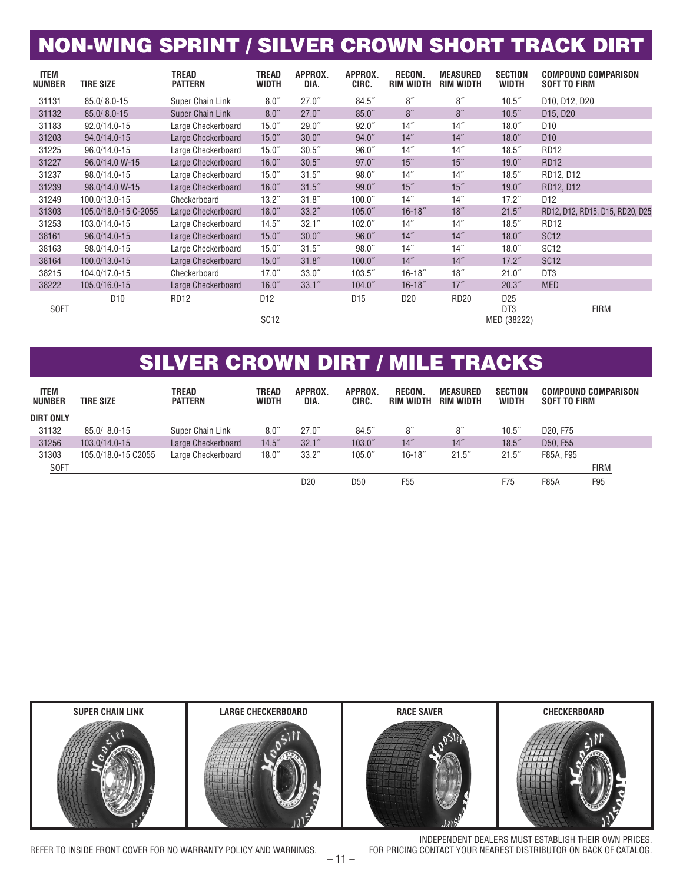# NON-WING SPRINT / SILVER CROWN SHORT TRACK DIRT

| ITEM NUMBER | TIRE SIZE | TREAD PATTERN | TREAD WIDTH | APPROX. DIA. | APPROX. CIRC. | RECOM. RIM WIDTH | MEASURED RIM WIDTH | SECTION WIDTH | COMPOUND COMPARISON SOFT TO FIRM |
|---|---|---|---|---|---|---|---|---|---|
| 31131 | 85.0/ 8.0-15 | Super Chain Link | 8.0″ | 27.0″ | 84.5″ | 8″ | 8″ | 10.5″ | D10, D12, D20 |
| 31132 | 85.0/ 8.0-15 | Super Chain Link | 8.0″ | 27.0″ | 85.0″ | 8″ | 8″ | 10.5″ | D15, D20 |
| 31183 | 92.0/14.0-15 | Large Checkerboard | 15.0″ | 29.0″ | 92.0″ | 14″ | 14″ | 18.0″ | D10 |
| 31203 | 94.0/14.0-15 | Large Checkerboard | 15.0″ | 30.0″ | 94.0″ | 14″ | 14″ | 18.0″ | D10 |
| 31225 | 96.0/14.0-15 | Large Checkerboard | 15.0″ | 30.5″ | 96.0″ | 14″ | 14″ | 18.5″ | RD12 |
| 31227 | 96.0/14.0 W-15 | Large Checkerboard | 16.0″ | 30.5″ | 97.0″ | 15″ | 15″ | 19.0″ | RD12 |
| 31237 | 98.0/14.0-15 | Large Checkerboard | 15.0″ | 31.5″ | 98.0″ | 14″ | 14″ | 18.5″ | RD12, D12 |
| 31239 | 98.0/14.0 W-15 | Large Checkerboard | 16.0″ | 31.5″ | 99.0″ | 15″ | 15″ | 19.0″ | RD12, D12 |
| 31249 | 100.0/13.0-15 | Checkerboard | 13.2″ | 31.8″ | 100.0″ | 14″ | 14″ | 17.2″ | D12 |
| 31303 | 105.0/18.0-15 C-2055 | Large Checkerboard | 18.0″ | 33.2″ | 105.0″ | 16-18″ | 18″ | 21.5″ | RD12, D12, RD15, D15, RD20, D25 |
| 31253 | 103.0/14.0-15 | Large Checkerboard | 14.5″ | 32.1″ | 102.0″ | 14″ | 14″ | 18.5″ | RD12 |
| 38161 | 96.0/14.0-15 | Large Checkerboard | 15.0″ | 30.0″ | 96.0″ | 14″ | 14″ | 18.0″ | SC12 |
| 38163 | 98.0/14.0-15 | Large Checkerboard | 15.0″ | 31.5″ | 98.0″ | 14″ | 14″ | 18.0″ | SC12 |
| 38164 | 100.0/13.0-15 | Large Checkerboard | 15.0″ | 31.8″ | 100.0″ | 14″ | 14″ | 17.2″ | SC12 |
| 38215 | 104.0/17.0-15 | Checkerboard | 17.0″ | 33.0″ | 103.5″ | 16-18″ | 18″ | 21.0″ | DT3 |
| 38222 | 105.0/16.0-15 | Large Checkerboard | 16.0″ | 33.1″ | 104.0″ | 16-18″ | 17″ | 20.3″ | MED |

SOFT — D10 — RD12 — D12 / SC12 — D15 — D20 — RD20 — D25 / DT3 / MED (38222) — FIRM

# SILVER CROWN DIRT / MILE TRACKS

| ITEM NUMBER | TIRE SIZE | TREAD PATTERN | TREAD WIDTH | APPROX. DIA. | APPROX. CIRC. | RECOM. RIM WIDTH | MEASURED RIM WIDTH | SECTION WIDTH | COMPOUND COMPARISON SOFT TO FIRM |
|---|---|---|---|---|---|---|---|---|---|
| **DIRT ONLY** | | | | | | | | | |
| 31132 | 85.0/ 8.0-15 | Super Chain Link | 8.0″ | 27.0″ | 84.5″ | 8″ | 8″ | 10.5″ | D20, F75 |
| 31256 | 103.0/14.0-15 | Large Checkerboard | 14.5″ | 32.1″ | 103.0″ | 14″ | 14″ | 18.5″ | D50, F55 |
| 31303 | 105.0/18.0-15 C2055 | Large Checkerboard | 18.0″ | 33.2″ | 105.0″ | 16-18″ | 21.5″ | 21.5″ | F85A, F95 |

SOFT — D20 — D50 — F55 — F75 — F85A — F95 — FIRM

SUPER CHAIN LINK | LARGE CHECKERBOARD | RACE SAVER | CHECKERBOARD

REFER TO INSIDE FRONT COVER FOR NO WARRANTY POLICY AND WARNINGS.

INDEPENDENT DEALERS MUST ESTABLISH THEIR OWN PRICES.
FOR PRICING CONTACT YOUR NEAREST DISTRIBUTOR ON BACK OF CATALOG.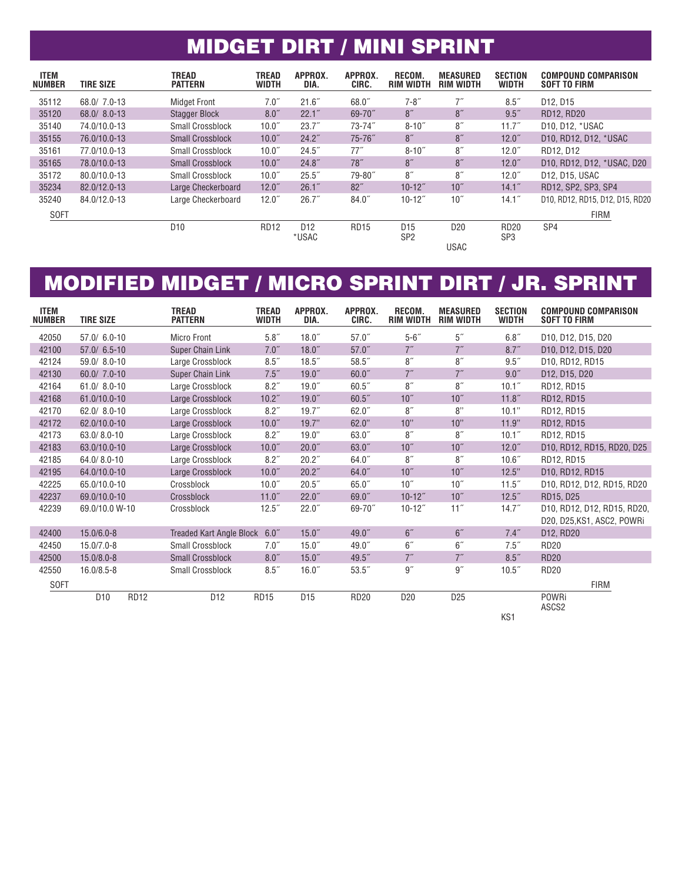# MIDGET DIRT / MINI SPRINT

| ITEM NUMBER | TIRE SIZE | TREAD PATTERN | TREAD WIDTH | APPROX. DIA. | APPROX. CIRC. | RECOM. RIM WIDTH | MEASURED RIM WIDTH | SECTION WIDTH | COMPOUND COMPARISON SOFT TO FIRM |
|---|---|---|---|---|---|---|---|---|---|
| 35112 | 68.0/ 7.0-13 | Midget Front | 7.0″ | 21.6″ | 68.0″ | 7-8″ | 7″ | 8.5″ | D12, D15 |
| 35120 | 68.0/ 8.0-13 | Stagger Block | 8.0″ | 22.1″ | 69-70″ | 8″ | 8″ | 9.5″ | RD12, RD20 |
| 35140 | 74.0/10.0-13 | Small Crossblock | 10.0″ | 23.7″ | 73-74″ | 8-10″ | 8″ | 11.7″ | D10, D12, *USAC |
| 35155 | 76.0/10.0-13 | Small Crossblock | 10.0″ | 24.2″ | 75-76″ | 8″ | 8″ | 12.0″ | D10, RD12, D12, *USAC |
| 35161 | 77.0/10.0-13 | Small Crossblock | 10.0″ | 24.5″ | 77″ | 8-10″ | 8″ | 12.0″ | RD12, D12 |
| 35165 | 78.0/10.0-13 | Small Crossblock | 10.0″ | 24.8″ | 78″ | 8″ | 8″ | 12.0″ | D10, RD12, D12, *USAC, D20 |
| 35172 | 80.0/10.0-13 | Small Crossblock | 10.0″ | 25.5″ | 79-80″ | 8″ | 8″ | 12.0″ | D12, D15, USAC |
| 35234 | 82.0/12.0-13 | Large Checkerboard | 12.0″ | 26.1″ | 82″ | 10-12″ | 10″ | 14.1″ | RD12, SP2, SP3, SP4 |
| 35240 | 84.0/12.0-13 | Large Checkerboard | 12.0″ | 26.7″ | 84.0″ | 10-12″ | 10″ | 14.1″ | D10, RD12, RD15, D12, D15, RD20 |
| SOFT | | | | | | | | | FIRM |
| | | D10 | RD12 | D12 *USAC | RD15 | D15 SP2 | D20 USAC | RD20 SP3 | SP4 |

# MODIFIED MIDGET / MICRO SPRINT DIRT / JR. SPRINT

| ITEM NUMBER | TIRE SIZE | TREAD PATTERN | TREAD WIDTH | APPROX. DIA. | APPROX. CIRC. | RECOM. RIM WIDTH | MEASURED RIM WIDTH | SECTION WIDTH | COMPOUND COMPARISON SOFT TO FIRM |
|---|---|---|---|---|---|---|---|---|---|
| 42050 | 57.0/ 6.0-10 | Micro Front | 5.8″ | 18.0″ | 57.0″ | 5-6″ | 5″ | 6.8″ | D10, D12, D15, D20 |
| 42100 | 57.0/ 6.5-10 | Super Chain Link | 7.0″ | 18.0″ | 57.0″ | 7″ | 7″ | 8.7″ | D10, D12, D15, D20 |
| 42124 | 59.0/ 8.0-10 | Large Crossblock | 8.5″ | 18.5″ | 58.5″ | 8″ | 8″ | 9.5″ | D10, RD12, RD15 |
| 42130 | 60.0/ 7.0-10 | Super Chain Link | 7.5″ | 19.0″ | 60.0″ | 7″ | 7″ | 9.0″ | D12, D15, D20 |
| 42164 | 61.0/ 8.0-10 | Large Crossblock | 8.2″ | 19.0″ | 60.5″ | 8″ | 8″ | 10.1″ | RD12, RD15 |
| 42168 | 61.0/10.0-10 | Large Crossblock | 10.2″ | 19.0″ | 60.5″ | 10″ | 10″ | 11.8″ | RD12, RD15 |
| 42170 | 62.0/ 8.0-10 | Large Crossblock | 8.2″ | 19.7″ | 62.0″ | 8″ | 8" | 10.1" | RD12, RD15 |
| 42172 | 62.0/10.0-10 | Large Crossblock | 10.0″ | 19.7" | 62.0" | 10" | 10" | 11.9" | RD12, RD15 |
| 42173 | 63.0/ 8.0-10 | Large Crossblock | 8.2″ | 19.0" | 63.0″ | 8″ | 8″ | 10.1″ | RD12, RD15 |
| 42183 | 63.0/10.0-10 | Large Crossblock | 10.0″ | 20.0″ | 63.0″ | 10″ | 10″ | 12.0″ | D10, RD12, RD15, RD20, D25 |
| 42185 | 64.0/ 8.0-10 | Large Crossblock | 8.2″ | 20.2″ | 64.0″ | 8″ | 8″ | 10.6″ | RD12, RD15 |
| 42195 | 64.0/10.0-10 | Large Crossblock | 10.0″ | 20.2″ | 64.0″ | 10″ | 10″ | 12.5" | D10, RD12, RD15 |
| 42225 | 65.0/10.0-10 | Crossblock | 10.0″ | 20.5″ | 65.0″ | 10″ | 10″ | 11.5″ | D10, RD12, D12, RD15, RD20 |
| 42237 | 69.0/10.0-10 | Crossblock | 11.0″ | 22.0″ | 69.0″ | 10-12″ | 10″ | 12.5″ | RD15, D25 |
| 42239 | 69.0/10.0 W-10 | Crossblock | 12.5″ | 22.0″ | 69-70″ | 10-12″ | 11″ | 14.7″ | D10, RD12, D12, RD15, RD20, D20, D25, KS1, ASC2, POWRi |
| 42400 | 15.0/6.0-8 | Treaded Kart Angle Block | 6.0″ | 15.0″ | 49.0″ | 6″ | 6″ | 7.4″ | D12, RD20 |
| 42450 | 15.0/7.0-8 | Small Crossblock | 7.0″ | 15.0″ | 49.0″ | 6″ | 6″ | 7.5″ | RD20 |
| 42500 | 15.0/8.0-8 | Small Crossblock | 8.0″ | 15.0″ | 49.5″ | 7″ | 7″ | 8.5″ | RD20 |
| 42550 | 16.0/8.5-8 | Small Crossblock | 8.5″ | 16.0″ | 53.5″ | 9″ | 9″ | 10.5″ | RD20 |
| SOFT | | | | | | | | | FIRM |
| | D10 RD12 | D12 | RD15 | D15 | RD20 | D20 | D25 | KS1 | POWRi ASCS2 |